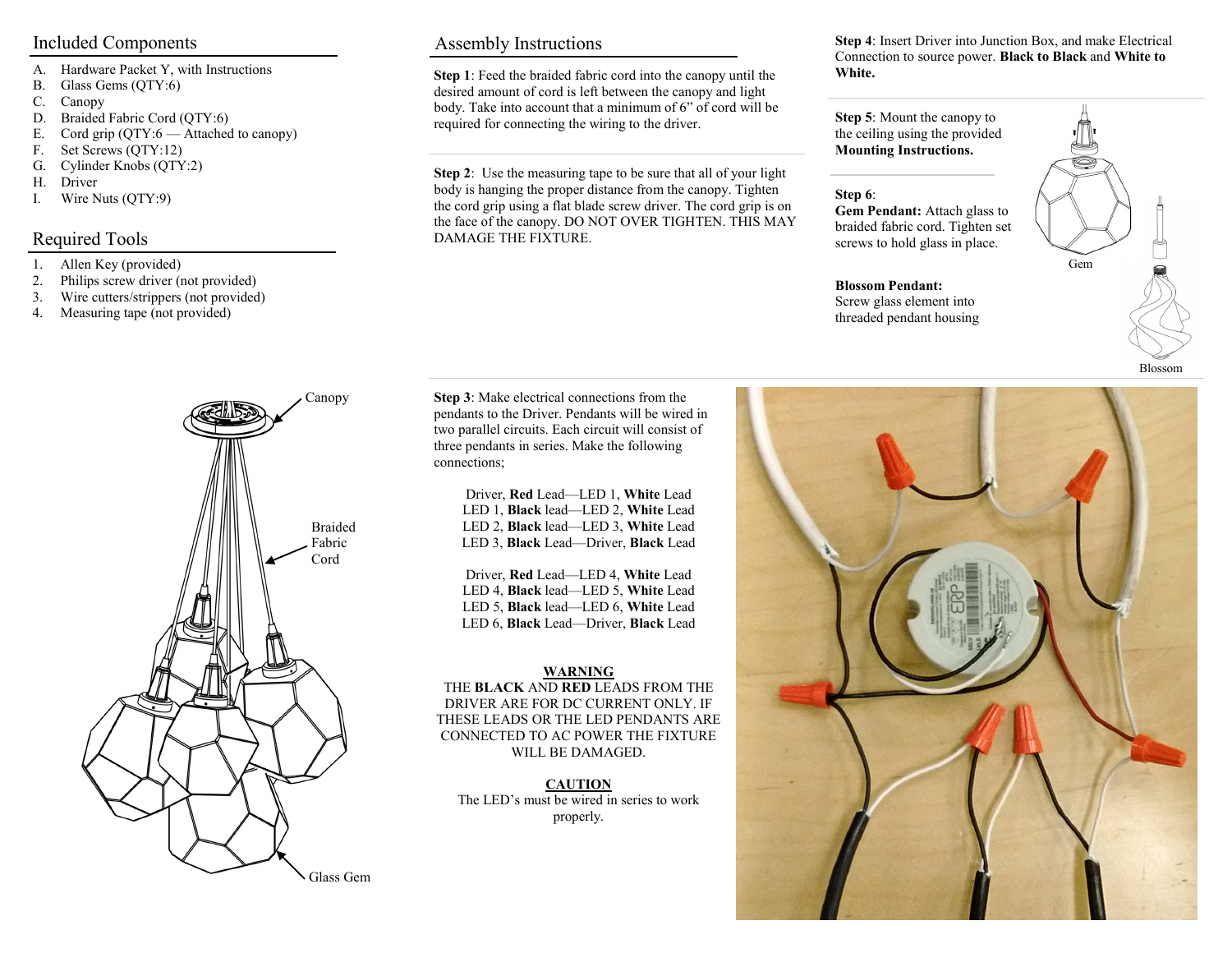## Included Components

A. Hardware Packet Y, with Instructions
B. Glass Gems (QTY:6)
C. Canopy
D. Braided Fabric Cord (QTY:6)
E. Cord grip (QTY:6 — Attached to canopy)
F. Set Screws (QTY:12)
G. Cylinder Knobs (QTY:2)
H. Driver
I. Wire Nuts (QTY:9)

## Required Tools

1. Allen Key (provided)
2. Philips screw driver (not provided)
3. Wire cutters/strippers (not provided)
4. Measuring tape (not provided)

Canopy

Braided Fabric Cord

Glass Gem

## Assembly Instructions

**Step 1**: Feed the braided fabric cord into the canopy until the desired amount of cord is left between the canopy and light body. Take into account that a minimum of 6" of cord will be required for connecting the wiring to the driver.

**Step 2**: Use the measuring tape to be sure that all of your light body is hanging the proper distance from the canopy. Tighten the cord grip using a flat blade screw driver. The cord grip is on the face of the canopy. DO NOT OVER TIGHTEN. THIS MAY DAMAGE THE FIXTURE.

**Step 3**: Make electrical connections from the pendants to the Driver. Pendants will be wired in two parallel circuits. Each circuit will consist of three pendants in series. Make the following connections;

Driver, **Red** Lead—LED 1, **White** Lead
LED 1, **Black** lead—LED 2, **White** Lead
LED 2, **Black** lead—LED 3, **White** Lead
LED 3, **Black** Lead—Driver, **Black** Lead

Driver, **Red** Lead—LED 4, **White** Lead
LED 4, **Black** lead—LED 5, **White** Lead
LED 5, **Black** lead—LED 6, **White** Lead
LED 6, **Black** Lead—Driver, **Black** Lead

**WARNING**
THE **BLACK** AND **RED** LEADS FROM THE DRIVER ARE FOR DC CURRENT ONLY. IF THESE LEADS OR THE LED PENDANTS ARE CONNECTED TO AC POWER THE FIXTURE WILL BE DAMAGED.

**CAUTION**
The LED's must be wired in series to work properly.

**Step 4**: Insert Driver into Junction Box, and make Electrical Connection to source power. **Black to Black** and **White to White.**

**Step 5**: Mount the canopy to the ceiling using the provided **Mounting Instructions.**

**Step 6**:
**Gem Pendant:** Attach glass to braided fabric cord. Tighten set screws to hold glass in place.

**Blossom Pendant:**
Screw glass element into threaded pendant housing

Gem

Blossom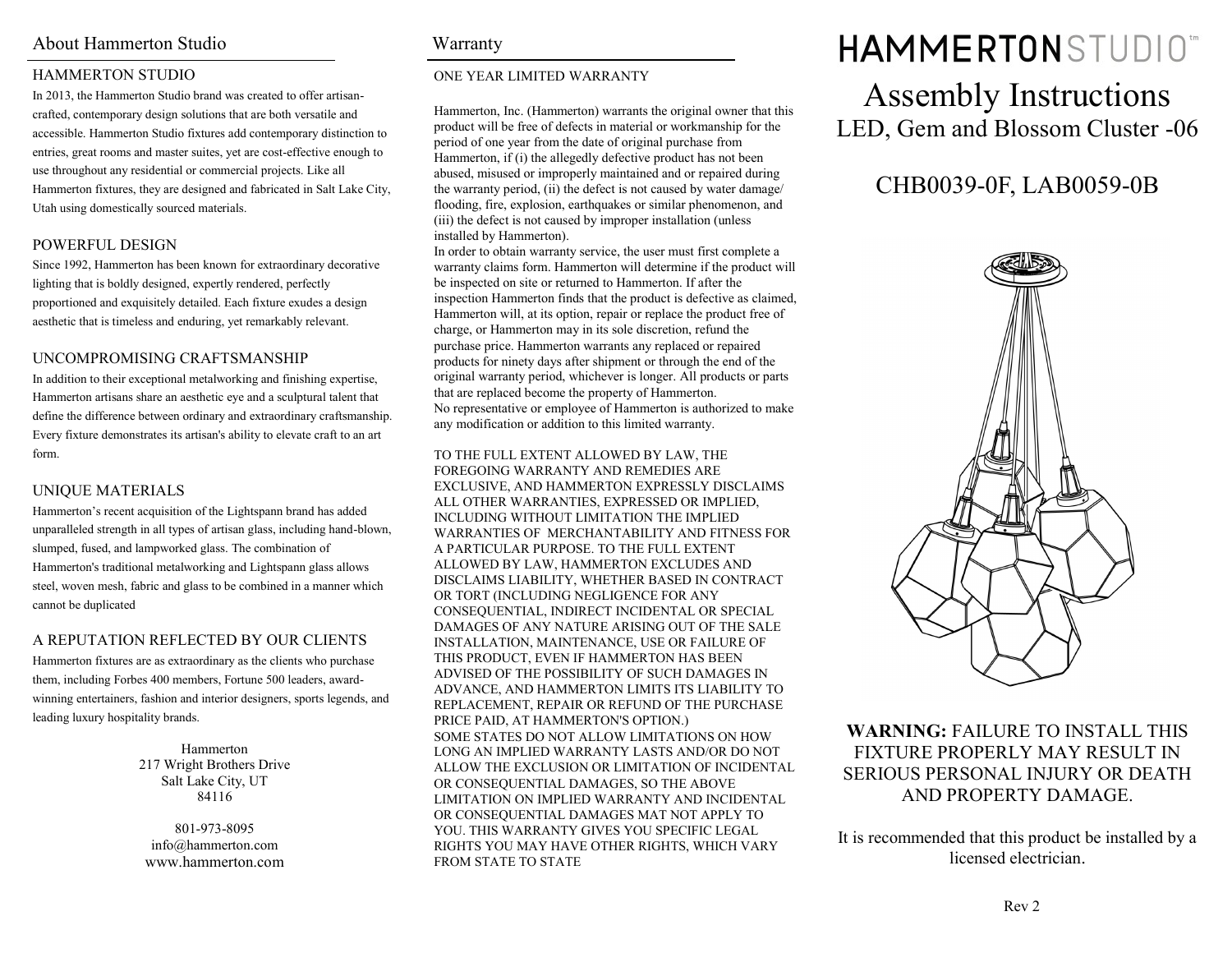## About Hammerton Studio

### HAMMERTON STUDIO

In 2013, the Hammerton Studio brand was created to offer artisan-crafted, contemporary design solutions that are both versatile and accessible. Hammerton Studio fixtures add contemporary distinction to entries, great rooms and master suites, yet are cost-effective enough to use throughout any residential or commercial projects. Like all Hammerton fixtures, they are designed and fabricated in Salt Lake City, Utah using domestically sourced materials.

### POWERFUL DESIGN

Since 1992, Hammerton has been known for extraordinary decorative lighting that is boldly designed, expertly rendered, perfectly proportioned and exquisitely detailed. Each fixture exudes a design aesthetic that is timeless and enduring, yet remarkably relevant.

### UNCOMPROMISING CRAFTSMANSHIP

In addition to their exceptional metalworking and finishing expertise, Hammerton artisans share an aesthetic eye and a sculptural talent that define the difference between ordinary and extraordinary craftsmanship. Every fixture demonstrates its artisan's ability to elevate craft to an art form.

### UNIQUE MATERIALS

Hammerton's recent acquisition of the Lightspann brand has added unparalleled strength in all types of artisan glass, including hand-blown, slumped, fused, and lampworked glass. The combination of Hammerton's traditional metalworking and Lightspann glass allows steel, woven mesh, fabric and glass to be combined in a manner which cannot be duplicated

### A REPUTATION REFLECTED BY OUR CLIENTS

Hammerton fixtures are as extraordinary as the clients who purchase them, including Forbes 400 members, Fortune 500 leaders, award-winning entertainers, fashion and interior designers, sports legends, and leading luxury hospitality brands.

Hammerton
217 Wright Brothers Drive
Salt Lake City, UT
84116

801-973-8095
info@hammerton.com
www.hammerton.com

## Warranty

ONE YEAR LIMITED WARRANTY

Hammerton, Inc. (Hammerton) warrants the original owner that this product will be free of defects in material or workmanship for the period of one year from the date of original purchase from Hammerton, if (i) the allegedly defective product has not been abused, misused or improperly maintained and or repaired during the warranty period, (ii) the defect is not caused by water damage/ flooding, fire, explosion, earthquakes or similar phenomenon, and (iii) the defect is not caused by improper installation (unless installed by Hammerton).
In order to obtain warranty service, the user must first complete a warranty claims form. Hammerton will determine if the product will be inspected on site or returned to Hammerton. If after the inspection Hammerton finds that the product is defective as claimed, Hammerton will, at its option, repair or replace the product free of charge, or Hammerton may in its sole discretion, refund the purchase price. Hammerton warrants any replaced or repaired products for ninety days after shipment or through the end of the original warranty period, whichever is longer. All products or parts that are replaced become the property of Hammerton.
No representative or employee of Hammerton is authorized to make any modification or addition to this limited warranty.

TO THE FULL EXTENT ALLOWED BY LAW, THE FOREGOING WARRANTY AND REMEDIES ARE EXCLUSIVE, AND HAMMERTON EXPRESSLY DISCLAIMS ALL OTHER WARRANTIES, EXPRESSED OR IMPLIED, INCLUDING WITHOUT LIMITATION THE IMPLIED WARRANTIES OF MERCHANTABILITY AND FITNESS FOR A PARTICULAR PURPOSE. TO THE FULL EXTENT ALLOWED BY LAW, HAMMERTON EXCLUDES AND DISCLAIMS LIABILITY, WHETHER BASED IN CONTRACT OR TORT (INCLUDING NEGLIGENCE FOR ANY CONSEQUENTIAL, INDIRECT INCIDENTAL OR SPECIAL DAMAGES OF ANY NATURE ARISING OUT OF THE SALE INSTALLATION, MAINTENANCE, USE OR FAILURE OF THIS PRODUCT, EVEN IF HAMMERTON HAS BEEN ADVISED OF THE POSSIBILITY OF SUCH DAMAGES IN ADVANCE, AND HAMMERTON LIMITS ITS LIABILITY TO REPLACEMENT, REPAIR OR REFUND OF THE PURCHASE PRICE PAID, AT HAMMERTON'S OPTION.)
SOME STATES DO NOT ALLOW LIMITATIONS ON HOW LONG AN IMPLIED WARRANTY LASTS AND/OR DO NOT ALLOW THE EXCLUSION OR LIMITATION OF INCIDENTAL OR CONSEQUENTIAL DAMAGES, SO THE ABOVE LIMITATION ON IMPLIED WARRANTY AND INCIDENTAL OR CONSEQUENTIAL DAMAGES MAT NOT APPLY TO YOU. THIS WARRANTY GIVES YOU SPECIFIC LEGAL RIGHTS YOU MAY HAVE OTHER RIGHTS, WHICH VARY FROM STATE TO STATE

# HAMMERTONSTUDIO™

# Assembly Instructions

## LED, Gem and Blossom Cluster -06

## CHB0039-0F, LAB0059-0B

**WARNING:** FAILURE TO INSTALL THIS FIXTURE PROPERLY MAY RESULT IN SERIOUS PERSONAL INJURY OR DEATH AND PROPERTY DAMAGE.

It is recommended that this product be installed by a licensed electrician.

Rev 2